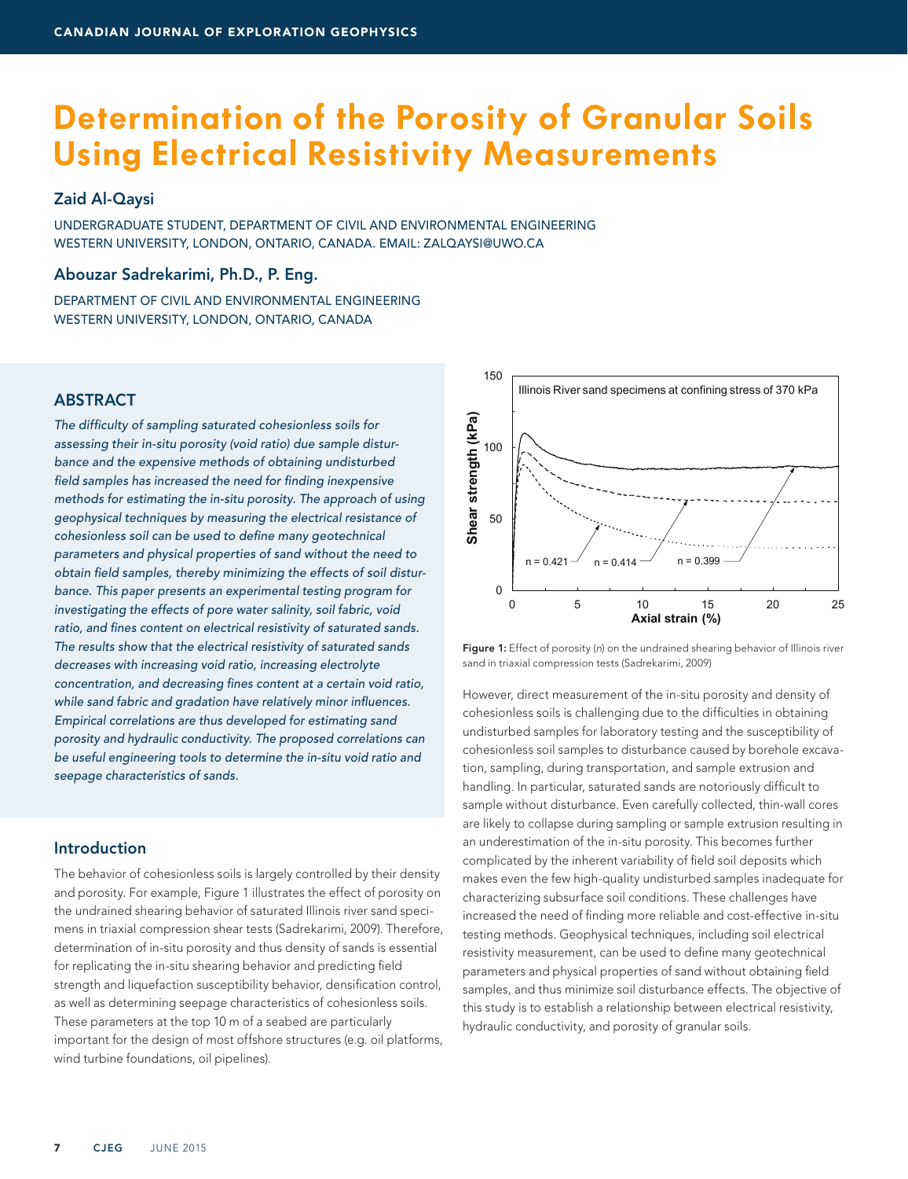# Determination of the Porosity of Granular Soils Using Electrical Resistivity Measurements

### Zaid Al-Qaysi

UNDERGRADUATE STUDENT, DEPARTMENT OF CIVIL AND ENVIRONMENTAL ENGINEERING
WESTERN UNIVERSITY, LONDON, ONTARIO, CANADA. EMAIL: ZALQAYSI@UWO.CA

### Abouzar Sadrekarimi, Ph.D., P. Eng.

DEPARTMENT OF CIVIL AND ENVIRONMENTAL ENGINEERING
WESTERN UNIVERSITY, LONDON, ONTARIO, CANADA

## ABSTRACT

*The difficulty of sampling saturated cohesionless soils for assessing their in-situ porosity (void ratio) due sample disturbance and the expensive methods of obtaining undisturbed field samples has increased the need for finding inexpensive methods for estimating the in-situ porosity. The approach of using geophysical techniques by measuring the electrical resistance of cohesionless soil can be used to define many geotechnical parameters and physical properties of sand without the need to obtain field samples, thereby minimizing the effects of soil disturbance. This paper presents an experimental testing program for investigating the effects of pore water salinity, soil fabric, void ratio, and fines content on electrical resistivity of saturated sands. The results show that the electrical resistivity of saturated sands decreases with increasing void ratio, increasing electrolyte concentration, and decreasing fines content at a certain void ratio, while sand fabric and gradation have relatively minor influences. Empirical correlations are thus developed for estimating sand porosity and hydraulic conductivity. The proposed correlations can be useful engineering tools to determine the in-situ void ratio and seepage characteristics of sands.*

## Introduction

The behavior of cohesionless soils is largely controlled by their density and porosity. For example, Figure 1 illustrates the effect of porosity on the undrained shearing behavior of saturated Illinois river sand specimens in triaxial compression shear tests (Sadrekarimi, 2009). Therefore, determination of in-situ porosity and thus density of sands is essential for replicating the in-situ shearing behavior and predicting field strength and liquefaction susceptibility behavior, densification control, as well as determining seepage characteristics of cohesionless soils. These parameters at the top 10 m of a seabed are particularly important for the design of most offshore structures (e.g. oil platforms, wind turbine foundations, oil pipelines).

**Figure 1:** Effect of porosity ($n$) on the undrained shearing behavior of Illinois river sand in triaxial compression tests (Sadrekarimi, 2009)

However, direct measurement of the in-situ porosity and density of cohesionless soils is challenging due to the difficulties in obtaining undisturbed samples for laboratory testing and the susceptibility of cohesionless soil samples to disturbance caused by borehole excavation, sampling, during transportation, and sample extrusion and handling. In particular, saturated sands are notoriously difficult to sample without disturbance. Even carefully collected, thin-wall cores are likely to collapse during sampling or sample extrusion resulting in an underestimation of the in-situ porosity. This becomes further complicated by the inherent variability of field soil deposits which makes even the few high-quality undisturbed samples inadequate for characterizing subsurface soil conditions. These challenges have increased the need of finding more reliable and cost-effective in-situ testing methods. Geophysical techniques, including soil electrical resistivity measurement, can be used to define many geotechnical parameters and physical properties of sand without obtaining field samples, and thus minimize soil disturbance effects. The objective of this study is to establish a relationship between electrical resistivity, hydraulic conductivity, and porosity of granular soils.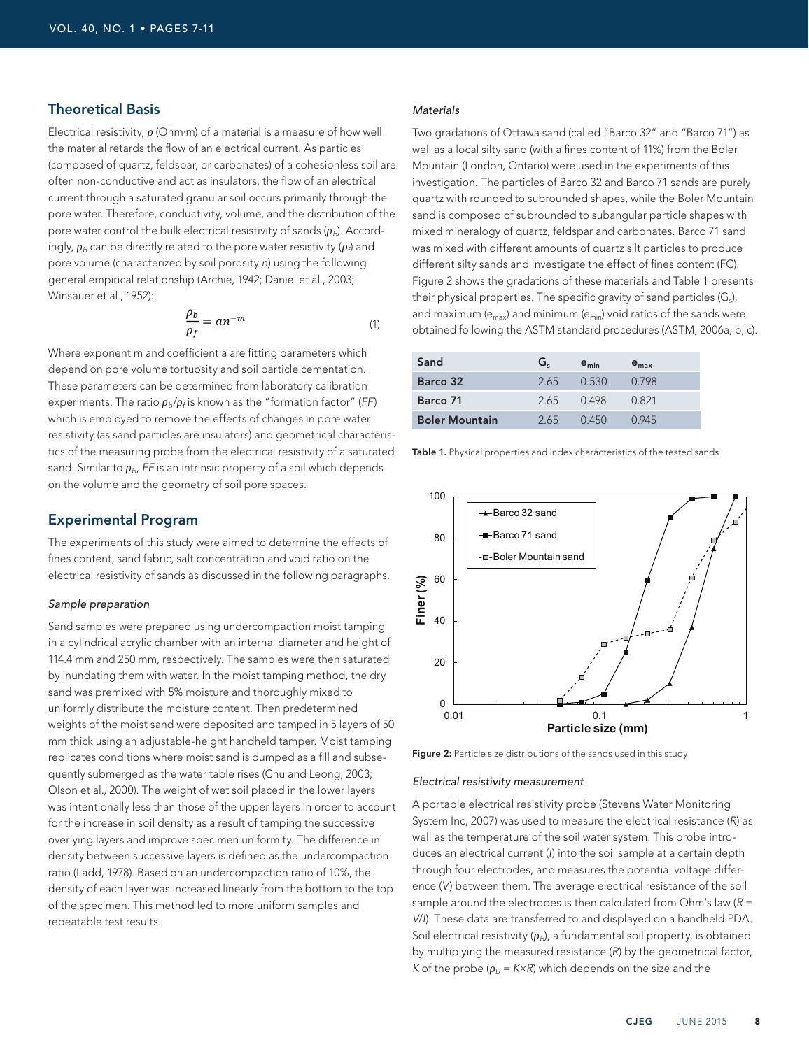## Theoretical Basis

Electrical resistivity, $\rho$ (Ohm·m) of a material is a measure of how well the material retards the flow of an electrical current. As particles (composed of quartz, feldspar, or carbonates) of a cohesionless soil are often non-conductive and act as insulators, the flow of an electrical current through a saturated granular soil occurs primarily through the pore water. Therefore, conductivity, volume, and the distribution of the pore water control the bulk electrical resistivity of sands ($\rho_b$). Accordingly, $\rho_b$ can be directly related to the pore water resistivity ($\rho_f$) and pore volume (characterized by soil porosity $n$) using the following general empirical relationship (Archie, 1942; Daniel et al., 2003; Winsauer et al., 1952):

$$\frac{\rho_b}{\rho_f} = a n^{-m} \tag{1}$$

Where exponent m and coefficient a are fitting parameters which depend on pore volume tortuosity and soil particle cementation. These parameters can be determined from laboratory calibration experiments. The ratio $\rho_b/\rho_f$ is known as the "formation factor" (*FF*) which is employed to remove the effects of changes in pore water resistivity (as sand particles are insulators) and geometrical characteristics of the measuring probe from the electrical resistivity of a saturated sand. Similar to $\rho_b$, *FF* is an intrinsic property of a soil which depends on the volume and the geometry of soil pore spaces.

## Experimental Program

The experiments of this study were aimed to determine the effects of fines content, sand fabric, salt concentration and void ratio on the electrical resistivity of sands as discussed in the following paragraphs.

### *Sample preparation*

Sand samples were prepared using undercompaction moist tamping in a cylindrical acrylic chamber with an internal diameter and height of 114.4 mm and 250 mm, respectively. The samples were then saturated by inundating them with water. In the moist tamping method, the dry sand was premixed with 5% moisture and thoroughly mixed to uniformly distribute the moisture content. Then predetermined weights of the moist sand were deposited and tamped in 5 layers of 50 mm thick using an adjustable-height handheld tamper. Moist tamping replicates conditions where moist sand is dumped as a fill and subsequently submerged as the water table rises (Chu and Leong, 2003; Olson et al., 2000). The weight of wet soil placed in the lower layers was intentionally less than those of the upper layers in order to account for the increase in soil density as a result of tamping the successive overlying layers and improve specimen uniformity. The difference in density between successive layers is defined as the undercompaction ratio (Ladd, 1978). Based on an undercompaction ratio of 10%, the density of each layer was increased linearly from the bottom to the top of the specimen. This method led to more uniform samples and repeatable test results.

### *Materials*

Two gradations of Ottawa sand (called "Barco 32" and "Barco 71") as well as a local silty sand (with a fines content of 11%) from the Boler Mountain (London, Ontario) were used in the experiments of this investigation. The particles of Barco 32 and Barco 71 sands are purely quartz with rounded to subrounded shapes, while the Boler Mountain sand is composed of subrounded to subangular particle shapes with mixed mineralogy of quartz, feldspar and carbonates. Barco 71 sand was mixed with different amounts of quartz silt particles to produce different silty sands and investigate the effect of fines content (FC). Figure 2 shows the gradations of these materials and Table 1 presents their physical properties. The specific gravity of sand particles ($G_s$), and maximum ($e_{max}$) and minimum ($e_{min}$) void ratios of the sands were obtained following the ASTM standard procedures (ASTM, 2006a, b, c).

| Sand | $G_s$ | $e_{min}$ | $e_{max}$ |
|---|---|---|---|
| **Barco 32** | 2.65 | 0.530 | 0.798 |
| **Barco 71** | 2.65 | 0.498 | 0.821 |
| **Boler Mountain** | 2.65 | 0.450 | 0.945 |

**Table 1.** Physical properties and index characteristics of the tested sands

**Figure 2:** Particle size distributions of the sands used in this study

### *Electrical resistivity measurement*

A portable electrical resistivity probe (Stevens Water Monitoring System Inc, 2007) was used to measure the electrical resistance ($R$) as well as the temperature of the soil water system. This probe introduces an electrical current ($I$) into the soil sample at a certain depth through four electrodes, and measures the potential voltage difference ($V$) between them. The average electrical resistance of the soil sample around the electrodes is then calculated from Ohm's law ($R = V/I$). These data are transferred to and displayed on a handheld PDA. Soil electrical resistivity ($\rho_b$), a fundamental soil property, is obtained by multiplying the measured resistance ($R$) by the geometrical factor, $K$ of the probe ($\rho_b = K \times R$) which depends on the size and the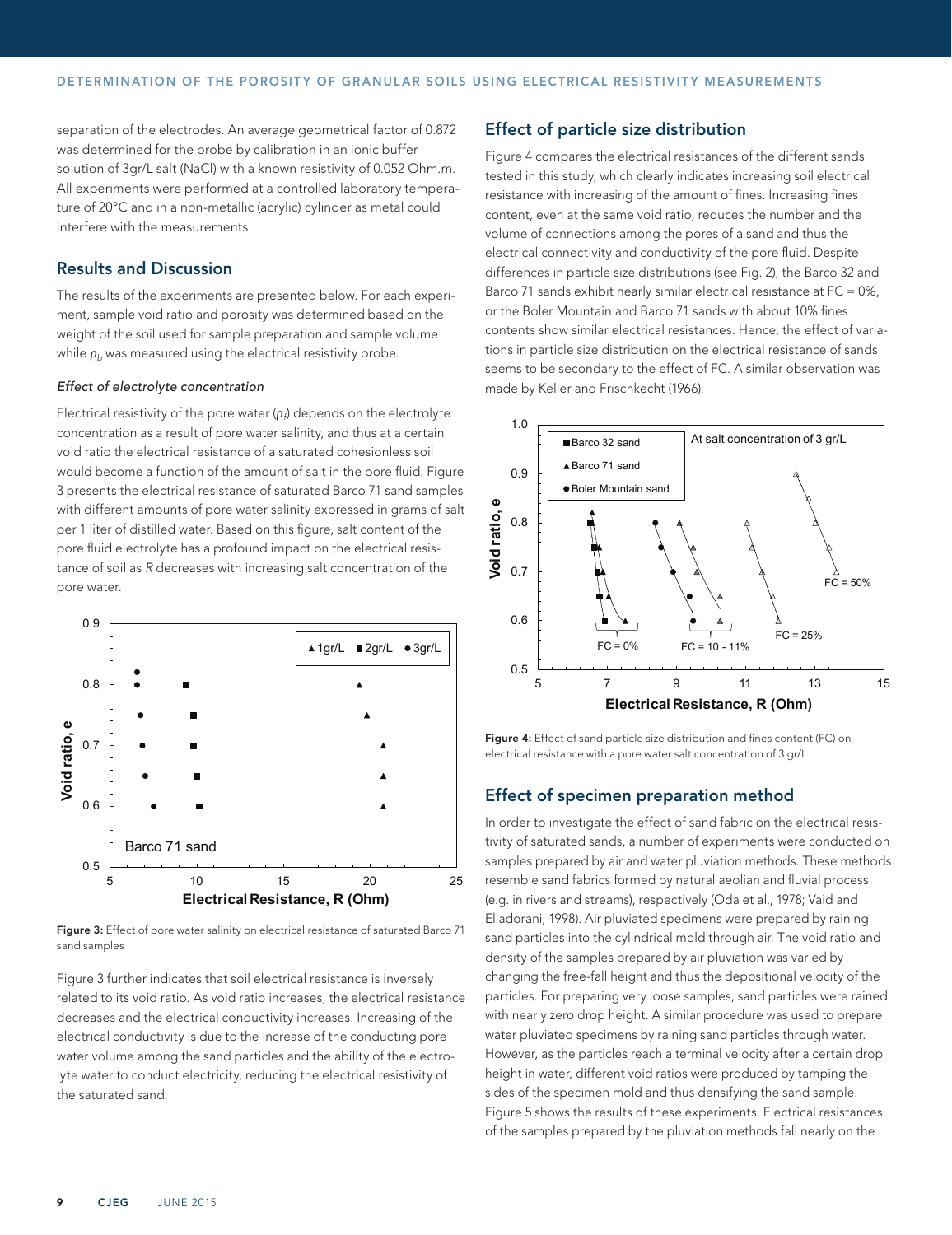separation of the electrodes. An average geometrical factor of 0.872 was determined for the probe by calibration in an ionic buffer solution of 3gr/L salt (NaCl) with a known resistivity of 0.052 Ohm.m. All experiments were performed at a controlled laboratory temperature of 20°C and in a non-metallic (acrylic) cylinder as metal could interfere with the measurements.

## Results and Discussion

The results of the experiments are presented below. For each experiment, sample void ratio and porosity was determined based on the weight of the soil used for sample preparation and sample volume while $\rho_b$ was measured using the electrical resistivity probe.

### *Effect of electrolyte concentration*

Electrical resistivity of the pore water ($\rho_f$) depends on the electrolyte concentration as a result of pore water salinity, and thus at a certain void ratio the electrical resistance of a saturated cohesionless soil would become a function of the amount of salt in the pore fluid. Figure 3 presents the electrical resistance of saturated Barco 71 sand samples with different amounts of pore water salinity expressed in grams of salt per 1 liter of distilled water. Based on this figure, salt content of the pore fluid electrolyte has a profound impact on the electrical resistance of soil as *R* decreases with increasing salt concentration of the pore water.

**Figure 3:** Effect of pore water salinity on electrical resistance of saturated Barco 71 sand samples

Figure 3 further indicates that soil electrical resistance is inversely related to its void ratio. As void ratio increases, the electrical resistance decreases and the electrical conductivity increases. Increasing of the electrical conductivity is due to the increase of the conducting pore water volume among the sand particles and the ability of the electrolyte water to conduct electricity, reducing the electrical resistivity of the saturated sand.

## Effect of particle size distribution

Figure 4 compares the electrical resistances of the different sands tested in this study, which clearly indicates increasing soil electrical resistance with increasing of the amount of fines. Increasing fines content, even at the same void ratio, reduces the number and the volume of connections among the pores of a sand and thus the electrical connectivity and conductivity of the pore fluid. Despite differences in particle size distributions (see Fig. 2), the Barco 32 and Barco 71 sands exhibit nearly similar electrical resistance at FC = 0%, or the Boler Mountain and Barco 71 sands with about 10% fines contents show similar electrical resistances. Hence, the effect of variations in particle size distribution on the electrical resistance of sands seems to be secondary to the effect of FC. A similar observation was made by Keller and Frischkecht (1966).

**Figure 4:** Effect of sand particle size distribution and fines content (FC) on electrical resistance with a pore water salt concentration of 3 gr/L

## Effect of specimen preparation method

In order to investigate the effect of sand fabric on the electrical resistivity of saturated sands, a number of experiments were conducted on samples prepared by air and water pluviation methods. These methods resemble sand fabrics formed by natural aeolian and fluvial process (e.g. in rivers and streams), respectively (Oda et al., 1978; Vaid and Eliadorani, 1998). Air pluviated specimens were prepared by raining sand particles into the cylindrical mold through air. The void ratio and density of the samples prepared by air pluviation was varied by changing the free-fall height and thus the depositional velocity of the particles. For preparing very loose samples, sand particles were rained with nearly zero drop height. A similar procedure was used to prepare water pluviated specimens by raining sand particles through water. However, as the particles reach a terminal velocity after a certain drop height in water, different void ratios were produced by tamping the sides of the specimen mold and thus densifying the sand sample. Figure 5 shows the results of these experiments. Electrical resistances of the samples prepared by the pluviation methods fall nearly on the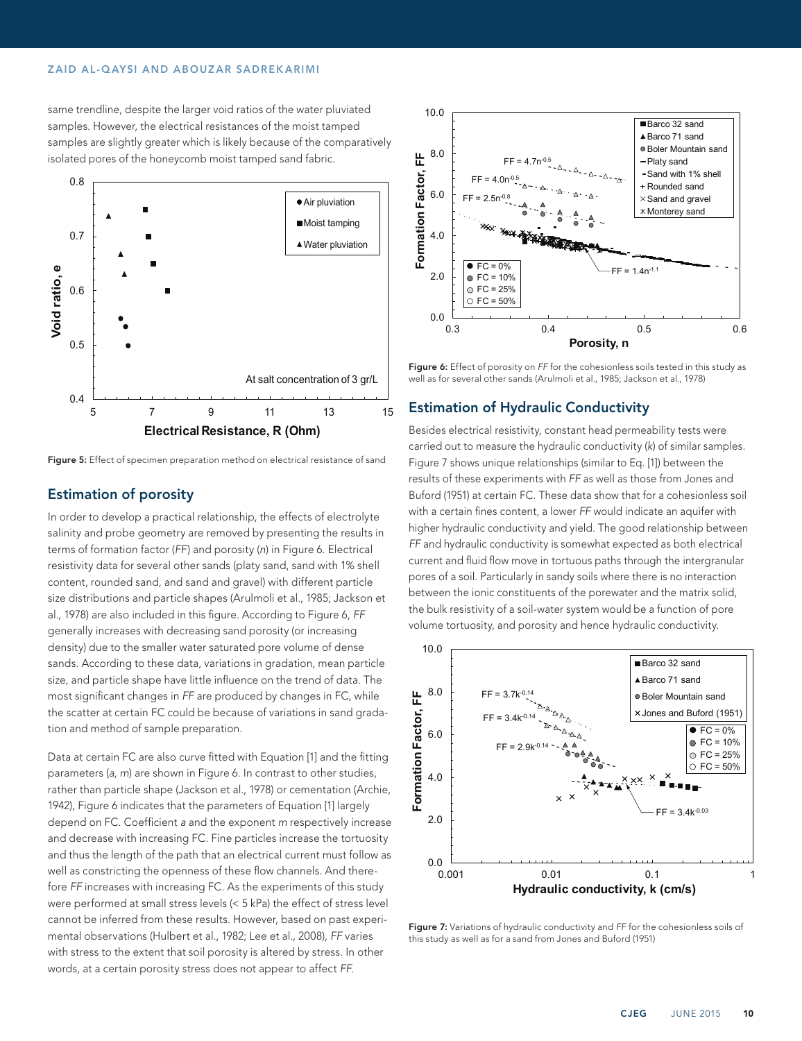same trendline, despite the larger void ratios of the water pluviated samples. However, the electrical resistances of the moist tamped samples are slightly greater which is likely because of the comparatively isolated pores of the honeycomb moist tamped sand fabric.

Figure 5: Effect of specimen preparation method on electrical resistance of sand

## Estimation of porosity

In order to develop a practical relationship, the effects of electrolyte salinity and probe geometry are removed by presenting the results in terms of formation factor (*FF*) and porosity (*n*) in Figure 6. Electrical resistivity data for several other sands (platy sand, sand with 1% shell content, rounded sand, and sand and gravel) with different particle size distributions and particle shapes (Arulmoli et al., 1985; Jackson et al., 1978) are also included in this figure. According to Figure 6, *FF* generally increases with decreasing sand porosity (or increasing density) due to the smaller water saturated pore volume of dense sands. According to these data, variations in gradation, mean particle size, and particle shape have little influence on the trend of data. The most significant changes in *FF* are produced by changes in FC, while the scatter at certain FC could be because of variations in sand gradation and method of sample preparation.

Data at certain FC are also curve fitted with Equation [1] and the fitting parameters ($a$, $m$) are shown in Figure 6. In contrast to other studies, rather than particle shape (Jackson et al., 1978) or cementation (Archie, 1942), Figure 6 indicates that the parameters of Equation [1] largely depend on FC. Coefficient $a$ and the exponent $m$ respectively increase and decrease with increasing FC. Fine particles increase the tortuosity and thus the length of the path that an electrical current must follow as well as constricting the openness of these flow channels. And therefore *FF* increases with increasing FC. As the experiments of this study were performed at small stress levels (< 5 kPa) the effect of stress level cannot be inferred from these results. However, based on past experimental observations (Hulbert et al., 1982; Lee et al., 2008), *FF* varies with stress to the extent that soil porosity is altered by stress. In other words, at a certain porosity stress does not appear to affect *FF*.

Figure 6: Effect of porosity on *FF* for the cohesionless soils tested in this study as well as for several other sands (Arulmoli et al., 1985; Jackson et al., 1978)

## Estimation of Hydraulic Conductivity

Besides electrical resistivity, constant head permeability tests were carried out to measure the hydraulic conductivity ($k$) of similar samples. Figure 7 shows unique relationships (similar to Eq. [1]) between the results of these experiments with *FF* as well as those from Jones and Buford (1951) at certain FC. These data show that for a cohesionless soil with a certain fines content, a lower *FF* would indicate an aquifer with higher hydraulic conductivity and yield. The good relationship between *FF* and hydraulic conductivity is somewhat expected as both electrical current and fluid flow move in tortuous paths through the intergranular pores of a soil. Particularly in sandy soils where there is no interaction between the ionic constituents of the porewater and the matrix solid, the bulk resistivity of a soil-water system would be a function of pore volume tortuosity, and porosity and hence hydraulic conductivity.

Figure 7: Variations of hydraulic conductivity and *FF* for the cohesionless soils of this study as well as for a sand from Jones and Buford (1951)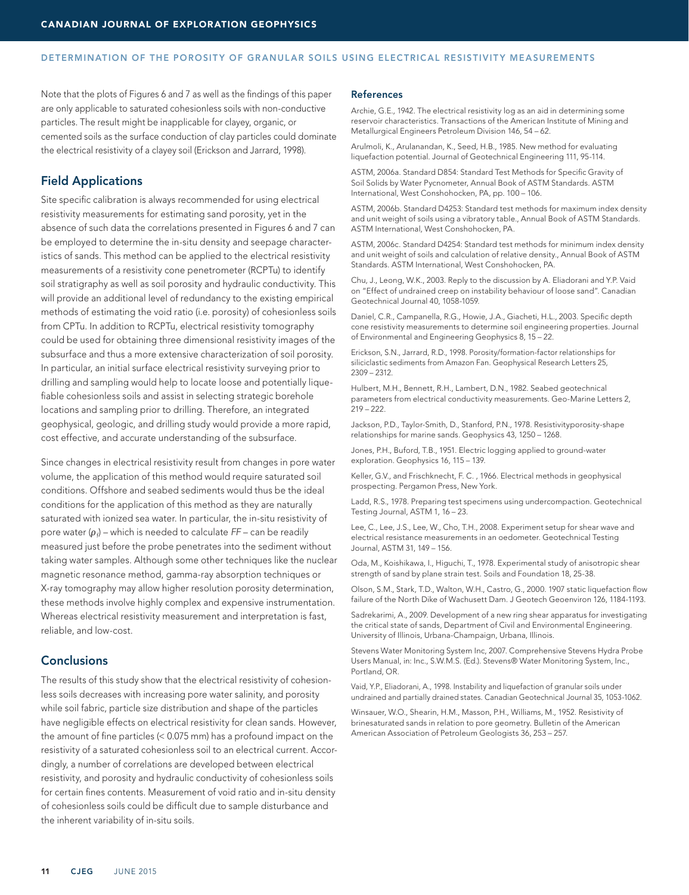Note that the plots of Figures 6 and 7 as well as the findings of this paper are only applicable to saturated cohesionless soils with non-conductive particles. The result might be inapplicable for clayey, organic, or cemented soils as the surface conduction of clay particles could dominate the electrical resistivity of a clayey soil (Erickson and Jarrard, 1998).

## Field Applications

Site specific calibration is always recommended for using electrical resistivity measurements for estimating sand porosity, yet in the absence of such data the correlations presented in Figures 6 and 7 can be employed to determine the in-situ density and seepage characteristics of sands. This method can be applied to the electrical resistivity measurements of a resistivity cone penetrometer (RCPTu) to identify soil stratigraphy as well as soil porosity and hydraulic conductivity. This will provide an additional level of redundancy to the existing empirical methods of estimating the void ratio (i.e. porosity) of cohesionless soils from CPTu. In addition to RCPTu, electrical resistivity tomography could be used for obtaining three dimensional resistivity images of the subsurface and thus a more extensive characterization of soil porosity. In particular, an initial surface electrical resistivity surveying prior to drilling and sampling would help to locate loose and potentially liquefiable cohesionless soils and assist in selecting strategic borehole locations and sampling prior to drilling. Therefore, an integrated geophysical, geologic, and drilling study would provide a more rapid, cost effective, and accurate understanding of the subsurface.

Since changes in electrical resistivity result from changes in pore water volume, the application of this method would require saturated soil conditions. Offshore and seabed sediments would thus be the ideal conditions for the application of this method as they are naturally saturated with ionized sea water. In particular, the in-situ resistivity of pore water ($\rho_f$) – which is needed to calculate *FF* – can be readily measured just before the probe penetrates into the sediment without taking water samples. Although some other techniques like the nuclear magnetic resonance method, gamma-ray absorption techniques or X-ray tomography may allow higher resolution porosity determination, these methods involve highly complex and expensive instrumentation. Whereas electrical resistivity measurement and interpretation is fast, reliable, and low-cost.

## Conclusions

The results of this study show that the electrical resistivity of cohesionless soils decreases with increasing pore water salinity, and porosity while soil fabric, particle size distribution and shape of the particles have negligible effects on electrical resistivity for clean sands. However, the amount of fine particles (< 0.075 mm) has a profound impact on the resistivity of a saturated cohesionless soil to an electrical current. Accordingly, a number of correlations are developed between electrical resistivity, and porosity and hydraulic conductivity of cohesionless soils for certain fines contents. Measurement of void ratio and in-situ density of cohesionless soils could be difficult due to sample disturbance and the inherent variability of in-situ soils.

## References

Archie, G.E., 1942. The electrical resistivity log as an aid in determining some reservoir characteristics. Transactions of the American Institute of Mining and Metallurgical Engineers Petroleum Division 146, 54 – 62.

Arulmoli, K., Arulanandan, K., Seed, H.B., 1985. New method for evaluating liquefaction potential. Journal of Geotechnical Engineering 111, 95-114.

ASTM, 2006a. Standard D854: Standard Test Methods for Specific Gravity of Soil Solids by Water Pycnometer, Annual Book of ASTM Standards. ASTM International, West Conshohocken, PA, pp. 100 – 106.

ASTM, 2006b. Standard D4253: Standard test methods for maximum index density and unit weight of soils using a vibratory table., Annual Book of ASTM Standards. ASTM International, West Conshohocken, PA.

ASTM, 2006c. Standard D4254: Standard test methods for minimum index density and unit weight of soils and calculation of relative density., Annual Book of ASTM Standards. ASTM International, West Conshohocken, PA.

Chu, J., Leong, W.K., 2003. Reply to the discussion by A. Eliadorani and Y.P. Vaid on "Effect of undrained creep on instability behaviour of loose sand". Canadian Geotechnical Journal 40, 1058-1059.

Daniel, C.R., Campanella, R.G., Howie, J.A., Giacheti, H.L., 2003. Specific depth cone resistivity measurements to determine soil engineering properties. Journal of Environmental and Engineering Geophysics 8, 15 – 22.

Erickson, S.N., Jarrard, R.D., 1998. Porosity/formation-factor relationships for siliciclastic sediments from Amazon Fan. Geophysical Research Letters 25, 2309 – 2312.

Hulbert, M.H., Bennett, R.H., Lambert, D.N., 1982. Seabed geotechnical parameters from electrical conductivity measurements. Geo-Marine Letters 2, 219 – 222.

Jackson, P.D., Taylor-Smith, D., Stanford, P.N., 1978. Resistivityporosity-shape relationships for marine sands. Geophysics 43, 1250 – 1268.

Jones, P.H., Buford, T.B., 1951. Electric logging applied to ground-water exploration. Geophysics 16, 115 – 139.

Keller, G.V., and Frischknecht, F. C. , 1966. Electrical methods in geophysical prospecting. Pergamon Press, New York.

Ladd, R.S., 1978. Preparing test specimens using undercompaction. Geotechnical Testing Journal, ASTM 1, 16 – 23.

Lee, C., Lee, J.S., Lee, W., Cho, T.H., 2008. Experiment setup for shear wave and electrical resistance measurements in an oedometer. Geotechnical Testing Journal, ASTM 31, 149 – 156.

Oda, M., Koishikawa, I., Higuchi, T., 1978. Experimental study of anisotropic shear strength of sand by plane strain test. Soils and Foundation 18, 25-38.

Olson, S.M., Stark, T.D., Walton, W.H., Castro, G., 2000. 1907 static liquefaction flow failure of the North Dike of Wachusett Dam. J Geotech Geoenviron 126, 1184-1193.

Sadrekarimi, A., 2009. Development of a new ring shear apparatus for investigating the critical state of sands, Department of Civil and Environmental Engineering. University of Illinois, Urbana-Champaign, Urbana, Illinois.

Stevens Water Monitoring System Inc, 2007. Comprehensive Stevens Hydra Probe Users Manual, in: Inc., S.W.M.S. (Ed.). Stevens® Water Monitoring System, Inc., Portland, OR.

Vaid, Y.P., Eliadorani, A., 1998. Instability and liquefaction of granular soils under undrained and partially drained states. Canadian Geotechnical Journal 35, 1053-1062.

Winsauer, W.O., Shearin, H.M., Masson, P.H., Williams, M., 1952. Resistivity of brinesaturated sands in relation to pore geometry. Bulletin of the American American Association of Petroleum Geologists 36, 253 – 257.